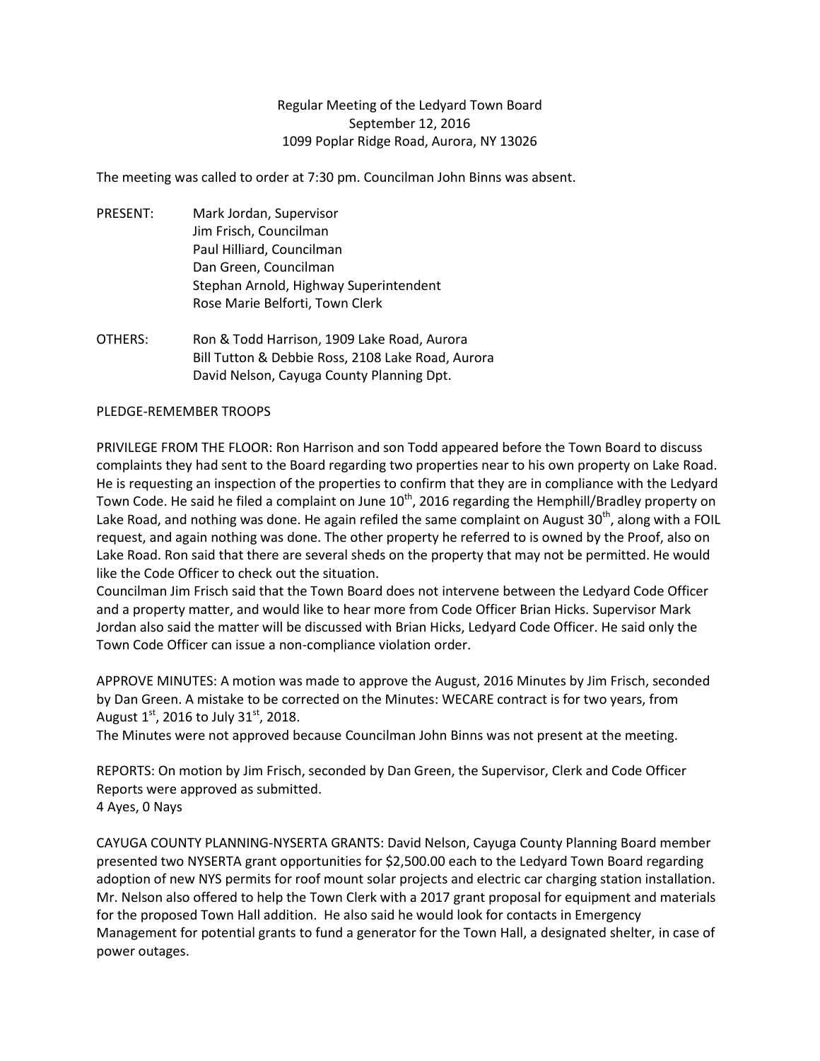Regular Meeting of the Ledyard Town Board
September 12, 2016
1099 Poplar Ridge Road, Aurora, NY 13026

The meeting was called to order at 7:30 pm. Councilman John Binns was absent.

PRESENT: Mark Jordan, Supervisor
Jim Frisch, Councilman
Paul Hilliard, Councilman
Dan Green, Councilman
Stephan Arnold, Highway Superintendent
Rose Marie Belforti, Town Clerk

OTHERS: Ron & Todd Harrison, 1909 Lake Road, Aurora
Bill Tutton & Debbie Ross, 2108 Lake Road, Aurora
David Nelson, Cayuga County Planning Dpt.

PLEDGE-REMEMBER TROOPS

PRIVILEGE FROM THE FLOOR: Ron Harrison and son Todd appeared before the Town Board to discuss complaints they had sent to the Board regarding two properties near to his own property on Lake Road. He is requesting an inspection of the properties to confirm that they are in compliance with the Ledyard Town Code. He said he filed a complaint on June 10th, 2016 regarding the Hemphill/Bradley property on Lake Road, and nothing was done. He again refiled the same complaint on August 30th, along with a FOIL request, and again nothing was done. The other property he referred to is owned by the Proof, also on Lake Road. Ron said that there are several sheds on the property that may not be permitted. He would like the Code Officer to check out the situation.
Councilman Jim Frisch said that the Town Board does not intervene between the Ledyard Code Officer and a property matter, and would like to hear more from Code Officer Brian Hicks. Supervisor Mark Jordan also said the matter will be discussed with Brian Hicks, Ledyard Code Officer. He said only the Town Code Officer can issue a non-compliance violation order.

APPROVE MINUTES: A motion was made to approve the August, 2016 Minutes by Jim Frisch, seconded by Dan Green. A mistake to be corrected on the Minutes: WECARE contract is for two years, from August 1st, 2016 to July 31st, 2018.
The Minutes were not approved because Councilman John Binns was not present at the meeting.

REPORTS: On motion by Jim Frisch, seconded by Dan Green, the Supervisor, Clerk and Code Officer Reports were approved as submitted.
4 Ayes, 0 Nays

CAYUGA COUNTY PLANNING-NYSERTA GRANTS: David Nelson, Cayuga County Planning Board member presented two NYSERTA grant opportunities for $2,500.00 each to the Ledyard Town Board regarding adoption of new NYS permits for roof mount solar projects and electric car charging station installation. Mr. Nelson also offered to help the Town Clerk with a 2017 grant proposal for equipment and materials for the proposed Town Hall addition. He also said he would look for contacts in Emergency Management for potential grants to fund a generator for the Town Hall, a designated shelter, in case of power outages.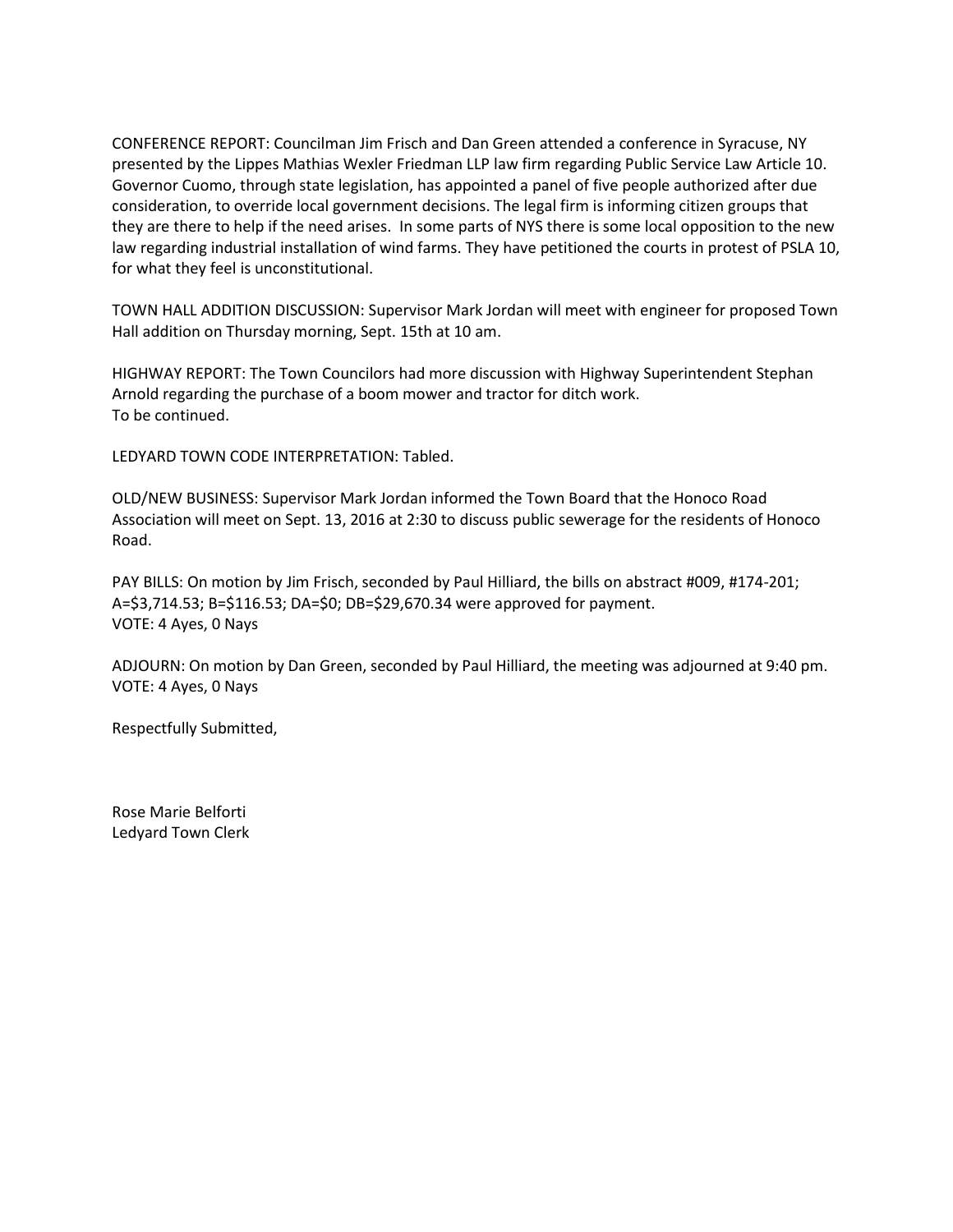CONFERENCE REPORT: Councilman Jim Frisch and Dan Green attended a conference in Syracuse, NY presented by the Lippes Mathias Wexler Friedman LLP law firm regarding Public Service Law Article 10. Governor Cuomo, through state legislation, has appointed a panel of five people authorized after due consideration, to override local government decisions. The legal firm is informing citizen groups that they are there to help if the need arises. In some parts of NYS there is some local opposition to the new law regarding industrial installation of wind farms. They have petitioned the courts in protest of PSLA 10, for what they feel is unconstitutional.

TOWN HALL ADDITION DISCUSSION: Supervisor Mark Jordan will meet with engineer for proposed Town Hall addition on Thursday morning, Sept. 15th at 10 am.

HIGHWAY REPORT: The Town Councilors had more discussion with Highway Superintendent Stephan Arnold regarding the purchase of a boom mower and tractor for ditch work.
To be continued.

LEDYARD TOWN CODE INTERPRETATION: Tabled.

OLD/NEW BUSINESS: Supervisor Mark Jordan informed the Town Board that the Honoco Road Association will meet on Sept. 13, 2016 at 2:30 to discuss public sewerage for the residents of Honoco Road.

PAY BILLS: On motion by Jim Frisch, seconded by Paul Hilliard, the bills on abstract #009, #174-201; A=$3,714.53; B=$116.53; DA=$0; DB=$29,670.34 were approved for payment.
VOTE: 4 Ayes, 0 Nays

ADJOURN: On motion by Dan Green, seconded by Paul Hilliard, the meeting was adjourned at 9:40 pm.
VOTE: 4 Ayes, 0 Nays

Respectfully Submitted,

Rose Marie Belforti
Ledyard Town Clerk